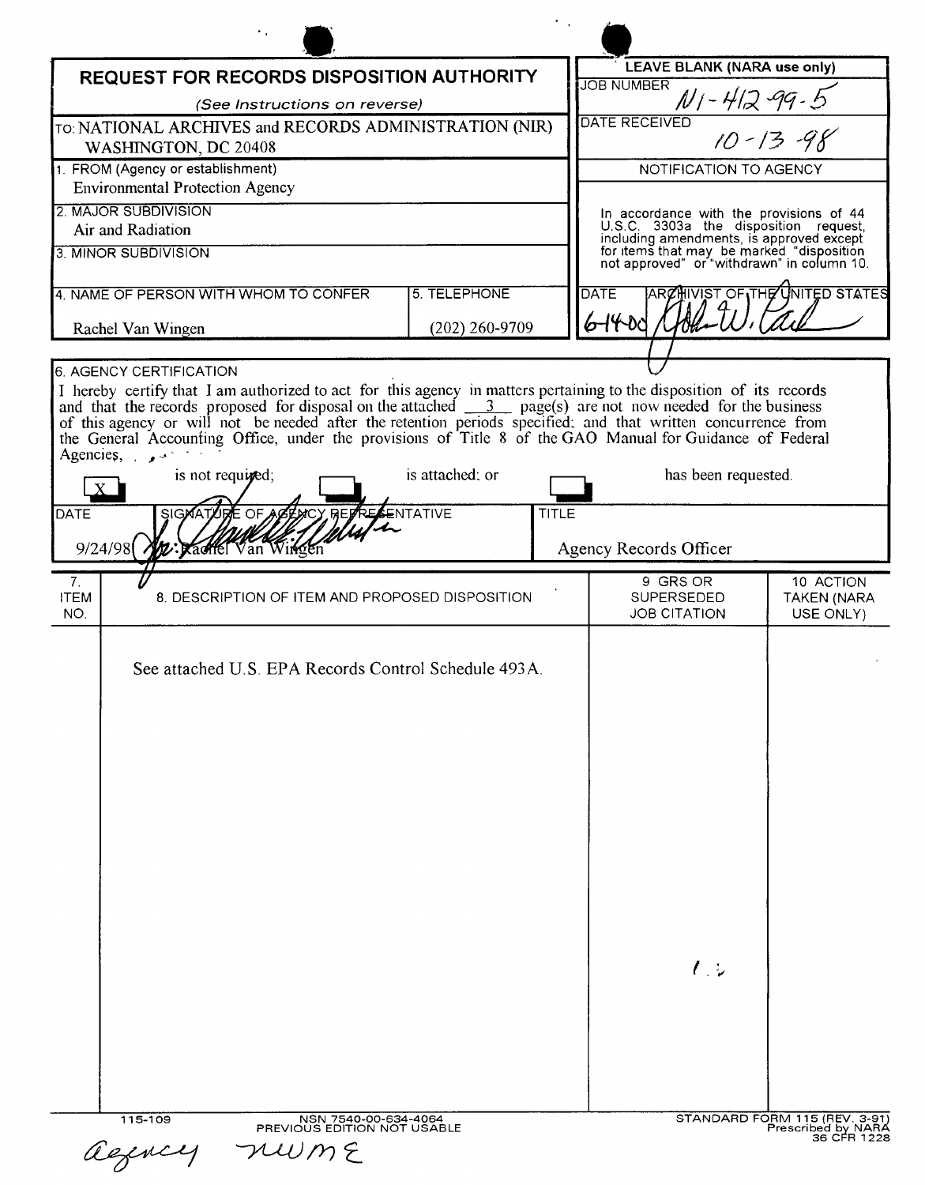# REQUEST FOR RECORDS DISPOSITION AUTHORITY

*(See Instructions on reverse)*

TO: NATIONAL ARCHIVES and RECORDS ADMINISTRATION (NIR) WASHINGTON, DC 20408

| LEAVE BLANK (NARA use only) |
|---|
| JOB NUMBER N1-412-99-5 |
| DATE RECEIVED 10-13-98 |
| NOTIFICATION TO AGENCY |
| In accordance with the provisions of 44 U.S.C. 3303a the disposition request, including amendments, is approved except for items that may be marked "disposition not approved" or "withdrawn" in column 10. |
| DATE 6-14-00 — ARCHIVIST OF THE UNITED STATES (signature) |

1. FROM (Agency or establishment)
   Environmental Protection Agency

2. MAJOR SUBDIVISION
   Air and Radiation

3. MINOR SUBDIVISION

4. NAME OF PERSON WITH WHOM TO CONFER: Rachel Van Wingen

5. TELEPHONE: (202) 260-9709

6. AGENCY CERTIFICATION

I hereby certify that I am authorized to act for this agency in matters pertaining to the disposition of its records and that the records proposed for disposal on the attached 3 page(s) are not now needed for the business of this agency or will not be needed after the retention periods specified; and that written concurrence from the General Accounting Office, under the provisions of Title 8 of the GAO Manual for Guidance of Federal Agencies,

[X] is not required; [ ] is attached; or [ ] has been requested.

| DATE | SIGNATURE OF AGENCY REPRESENTATIVE | TITLE |
|---|---|---|
| 9/24/98 | for: Rachel Van Wingen | Agency Records Officer |

| 7. ITEM NO. | 8. DESCRIPTION OF ITEM AND PROPOSED DISPOSITION | 9 GRS OR SUPERSEDED JOB CITATION | 10 ACTION TAKEN (NARA USE ONLY) |
|---|---|---|---|
| | See attached U.S. EPA Records Control Schedule 493A. | | |

115-109 NSN 7540-00-634-4064 PREVIOUS EDITION NOT USABLE

STANDARD FORM 115 (REV. 3-91) Prescribed by NARA 36 CFR 1228

agency nwme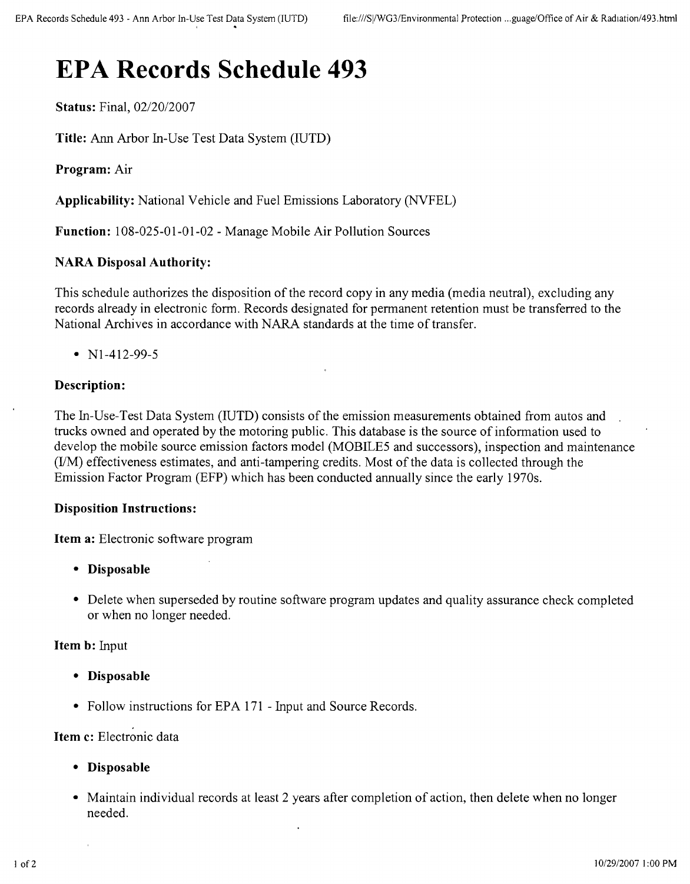# EPA Records Schedule 493

**Status:** Final, 02/20/2007

**Title:** Ann Arbor In-Use Test Data System (IUTD)

**Program:** Air

**Applicability:** National Vehicle and Fuel Emissions Laboratory (NVFEL)

**Function:** 108-025-01-01-02 - Manage Mobile Air Pollution Sources

### NARA Disposal Authority:

This schedule authorizes the disposition of the record copy in any media (media neutral), excluding any records already in electronic form. Records designated for permanent retention must be transferred to the National Archives in accordance with NARA standards at the time of transfer.

- N1-412-99-5

### Description:

The In-Use-Test Data System (IUTD) consists of the emission measurements obtained from autos and trucks owned and operated by the motoring public. This database is the source of information used to develop the mobile source emission factors model (MOBILE5 and successors), inspection and maintenance (I/M) effectiveness estimates, and anti-tampering credits. Most of the data is collected through the Emission Factor Program (EFP) which has been conducted annually since the early 1970s.

### Disposition Instructions:

**Item a:** Electronic software program

- **Disposable**
- Delete when superseded by routine software program updates and quality assurance check completed or when no longer needed.

**Item b:** Input

- **Disposable**
- Follow instructions for EPA 171 - Input and Source Records.

**Item c:** Electronic data

- **Disposable**
- Maintain individual records at least 2 years after completion of action, then delete when no longer needed.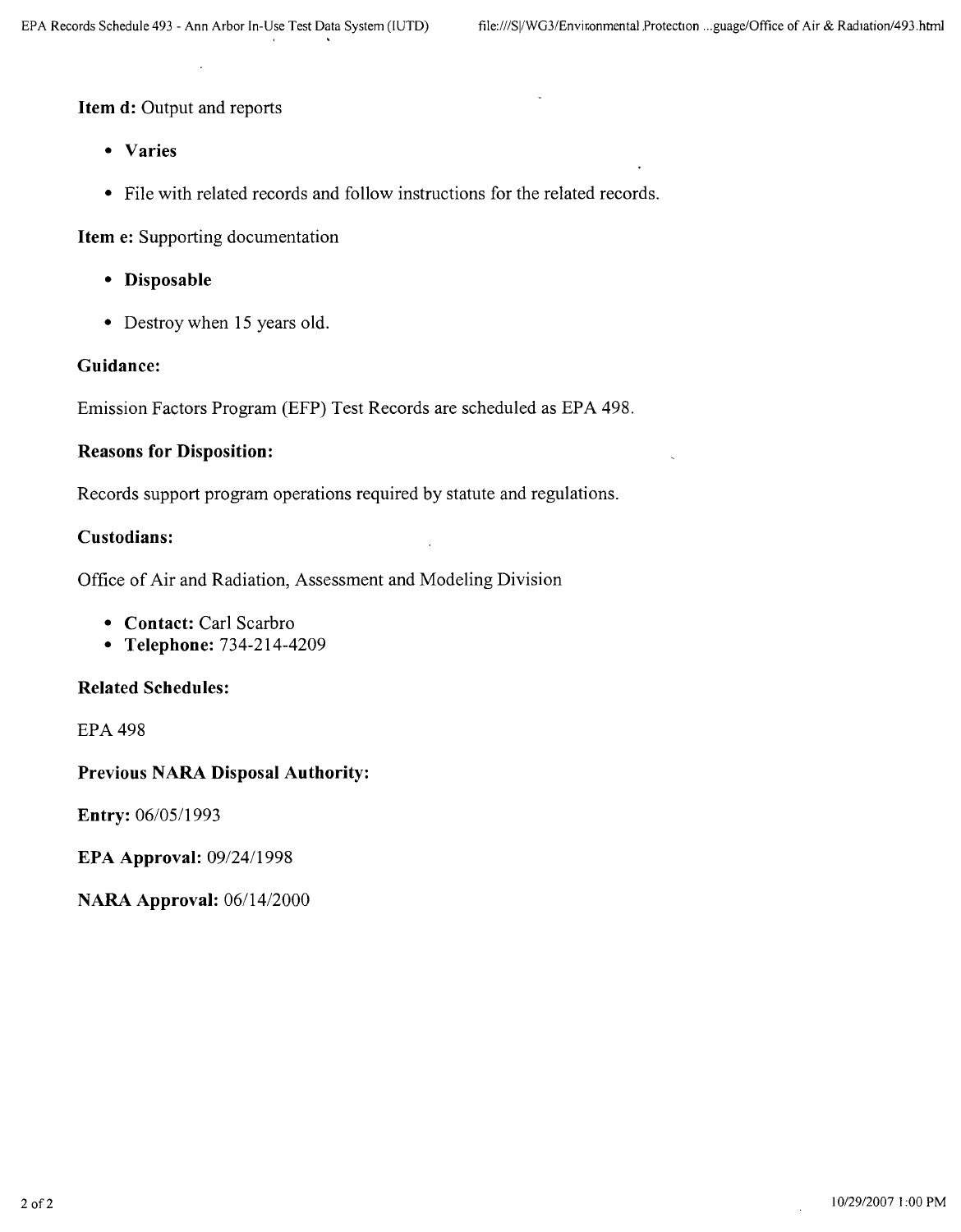**Item d:** Output and reports

- **Varies**
- File with related records and follow instructions for the related records.

**Item e:** Supporting documentation

- **Disposable**
- Destroy when 15 years old.

### Guidance:

Emission Factors Program (EFP) Test Records are scheduled as EPA 498.

### Reasons for Disposition:

Records support program operations required by statute and regulations.

### Custodians:

Office of Air and Radiation, Assessment and Modeling Division

- **Contact:** Carl Scarbro
- **Telephone:** 734-214-4209

### Related Schedules:

EPA 498

### Previous NARA Disposal Authority:

**Entry:** 06/05/1993

**EPA Approval:** 09/24/1998

**NARA Approval:** 06/14/2000